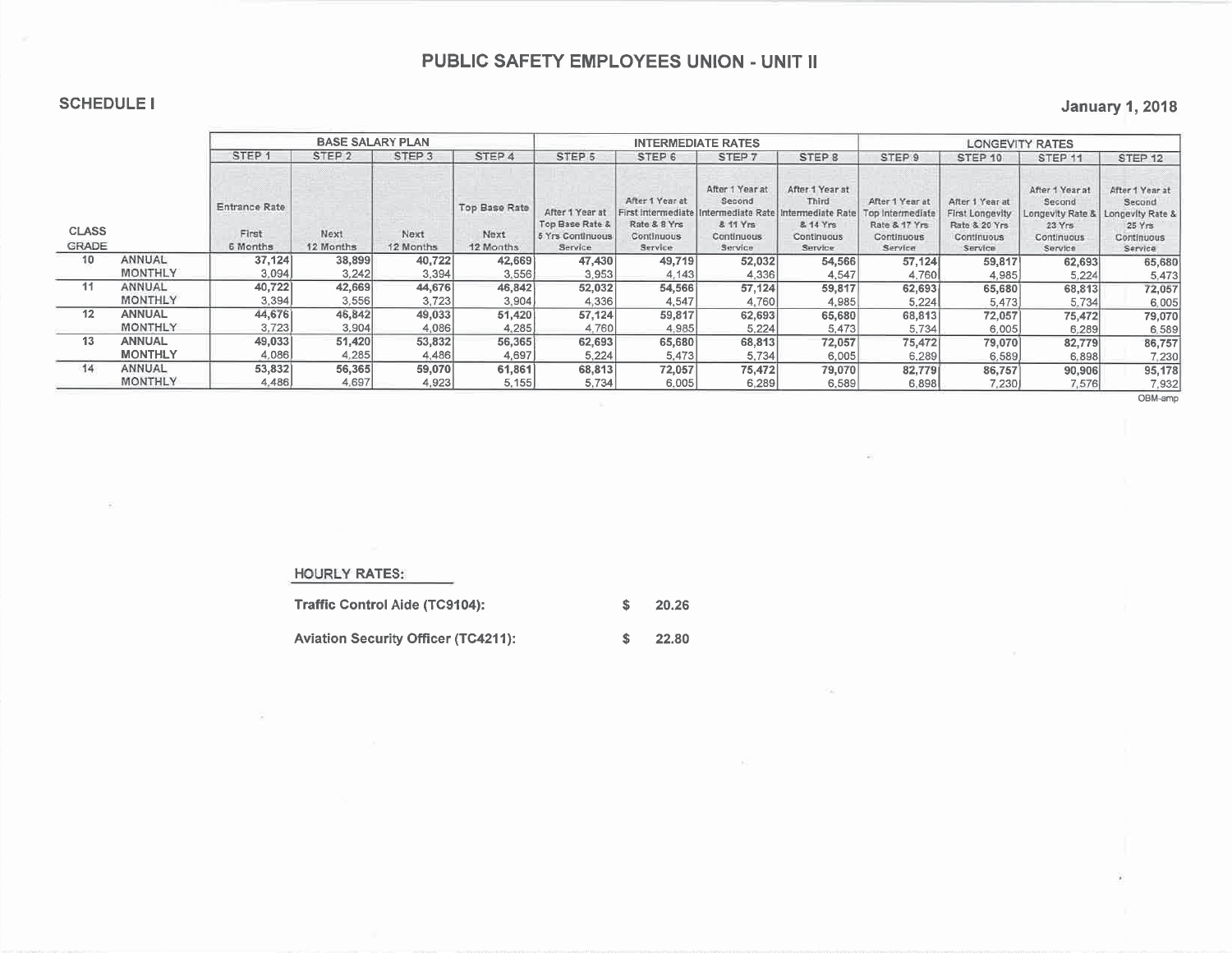# PUBLIC SAFETY EMPLOYEES UNION - UNIT II

**SCHEDULE I**

**January 1, 2018**

| CLASS GRADE | | BASE SALARY PLAN | | | | INTERMEDIATE RATES | | | | LONGEVITY RATES | | | |
|---|---|---|---|---|---|---|---|---|---|---|---|---|---|
| | | STEP 1 | STEP 2 | STEP 3 | STEP 4 | STEP 5 | STEP 6 | STEP 7 | STEP 8 | STEP 9 | STEP 10 | STEP 11 | STEP 12 |
| | | Entrance Rate First 6 Months | Next 12 Months | Next 12 Months | Top Base Rate Next 12 Months | After 1 Year at Top Base Rate & 5 Yrs Continuous Service | After 1 Year at First Intermediate Rate & 8 Yrs Continuous Service | After 1 Year at Second Intermediate Rate & 11 Yrs Continuous Service | After 1 Year at Third Intermediate Rate & 14 Yrs Continuous Service | After 1 Year at Top Intermediate Rate & 17 Yrs Continuous Service | After 1 Year at First Longevity Rate & 20 Yrs Continuous Service | After 1 Year at Second Longevity Rate & 23 Yrs Continuous Service | After 1 Year at Second Longevity Rate & 25 Yrs Continuous Service |
| 10 | ANNUAL | 37,124 | 38,899 | 40,722 | 42,669 | 47,430 | 49,719 | 52,032 | 54,566 | 57,124 | 59,817 | 62,693 | 65,680 |
| | MONTHLY | 3,094 | 3,242 | 3,394 | 3,556 | 3,953 | 4,143 | 4,336 | 4,547 | 4,760 | 4,985 | 5,224 | 5,473 |
| 11 | ANNUAL | 40,722 | 42,669 | 44,676 | 46,842 | 52,032 | 54,566 | 57,124 | 59,817 | 62,693 | 65,680 | 68,813 | 72,057 |
| | MONTHLY | 3,394 | 3,556 | 3,723 | 3,904 | 4,336 | 4,547 | 4,760 | 4,985 | 5,224 | 5,473 | 5,734 | 6,005 |
| 12 | ANNUAL | 44,676 | 46,842 | 49,033 | 51,420 | 57,124 | 59,817 | 62,693 | 65,680 | 68,813 | 72,057 | 75,472 | 79,070 |
| | MONTHLY | 3,723 | 3,904 | 4,086 | 4,285 | 4,760 | 4,985 | 5,224 | 5,473 | 5,734 | 6,005 | 6,289 | 6,589 |
| 13 | ANNUAL | 49,033 | 51,420 | 53,832 | 56,365 | 62,693 | 65,680 | 68,813 | 72,057 | 75,472 | 79,070 | 82,779 | 86,757 |
| | MONTHLY | 4,086 | 4,285 | 4,486 | 4,697 | 5,224 | 5,473 | 5,734 | 6,005 | 6,289 | 6,589 | 6,898 | 7,230 |
| 14 | ANNUAL | 53,832 | 56,365 | 59,070 | 61,861 | 68,813 | 72,057 | 75,472 | 79,070 | 82,779 | 86,757 | 90,906 | 95,178 |
| | MONTHLY | 4,486 | 4,697 | 4,923 | 5,155 | 5,734 | 6,005 | 6,289 | 6,589 | 6,898 | 7,230 | 7,576 | 7,932 |

OBM-amp

**HOURLY RATES:**

**Traffic Control Aide (TC9104):** $ 20.26

**Aviation Security Officer (TC4211):** $ 22.80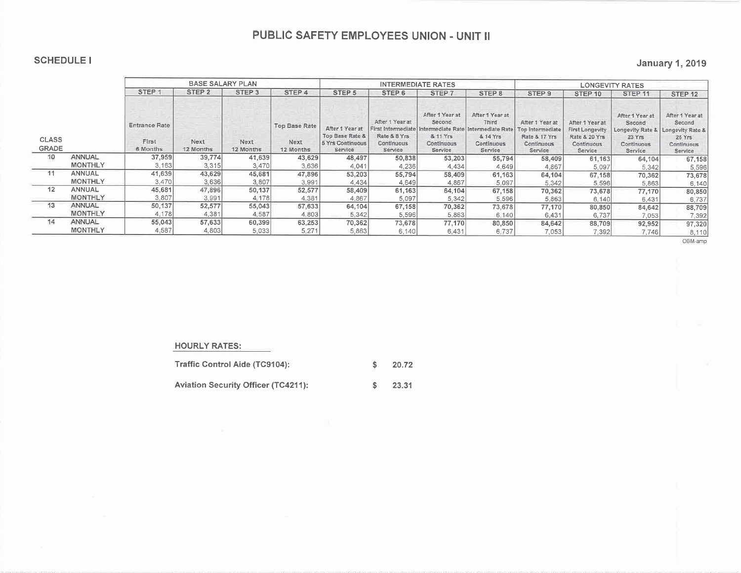# PUBLIC SAFETY EMPLOYEES UNION - UNIT II

**SCHEDULE I**

**January 1, 2019**

| | | BASE SALARY PLAN | | | | INTERMEDIATE RATES | | | | LONGEVITY RATES | | | |
|---|---|---|---|---|---|---|---|---|---|---|---|---|---|
| | | STEP 1 | STEP 2 | STEP 3 | STEP 4 | STEP 5 | STEP 6 | STEP 7 | STEP 8 | STEP 9 | STEP 10 | STEP 11 | STEP 12 |
| CLASS GRADE | | Entrance Rate First 6 Months | Next 12 Months | Next 12 Months | Top Base Rate Next 12 Months | After 1 Year at Top Base Rate & 5 Yrs Continuous Service | After 1 Year at First Intermediate Rate & 8 Yrs Continuous Service | After 1 Year at Second Intermediate Rate & 11 Yrs Continuous Service | After 1 Year at Third Intermediate Rate & 14 Yrs Continuous Service | After 1 Year at Top Intermediate Rate & 17 Yrs Continuous Service | After 1 Year at First Longevity Rate & 20 Yrs Continuous Service | After 1 Year at Second Longevity Rate & 23 Yrs Continuous Service | After 1 Year at Second Longevity Rate & 25 Yrs Continuous Service |
| 10 | ANNUAL | 37,959 | 39,774 | 41,639 | 43,629 | 48,497 | 50,838 | 53,203 | 55,794 | 58,409 | 61,163 | 64,104 | 67,158 |
| | MONTHLY | 3,163 | 3,315 | 3,470 | 3,636 | 4,041 | 4,236 | 4,434 | 4,649 | 4,867 | 5,097 | 5,342 | 5,596 |
| 11 | ANNUAL | 41,639 | 43,629 | 45,681 | 47,896 | 53,203 | 55,794 | 58,409 | 61,163 | 64,104 | 67,158 | 70,362 | 73,678 |
| | MONTHLY | 3,470 | 3,636 | 3,807 | 3,991 | 4,434 | 4,649 | 4,867 | 5,097 | 5,342 | 5,596 | 5,863 | 6,140 |
| 12 | ANNUAL | 45,681 | 47,896 | 50,137 | 52,577 | 58,409 | 61,163 | 64,104 | 67,158 | 70,362 | 73,678 | 77,170 | 80,850 |
| | MONTHLY | 3,807 | 3,991 | 4,178 | 4,381 | 4,867 | 5,097 | 5,342 | 5,596 | 5,863 | 6,140 | 6,431 | 6,737 |
| 13 | ANNUAL | 50,137 | 52,577 | 55,043 | 57,633 | 64,104 | 67,158 | 70,362 | 73,678 | 77,170 | 80,850 | 84,642 | 88,709 |
| | MONTHLY | 4,178 | 4,381 | 4,587 | 4,803 | 5,342 | 5,596 | 5,863 | 6,140 | 6,431 | 6,737 | 7,053 | 7,392 |
| 14 | ANNUAL | 55,043 | 57,633 | 60,399 | 63,253 | 70,362 | 73,678 | 77,170 | 80,850 | 84,642 | 88,709 | 92,952 | 97,320 |
| | MONTHLY | 4,587 | 4,803 | 5,033 | 5,271 | 5,863 | 6,140 | 6,431 | 6,737 | 7,053 | 7,392 | 7,746 | 8,110 |

OBM-amp

**HOURLY RATES:**

| | |
|---|---|
| Traffic Control Aide (TC9104): | $ 20.72 |
| Aviation Security Officer (TC4211): | $ 23.31 |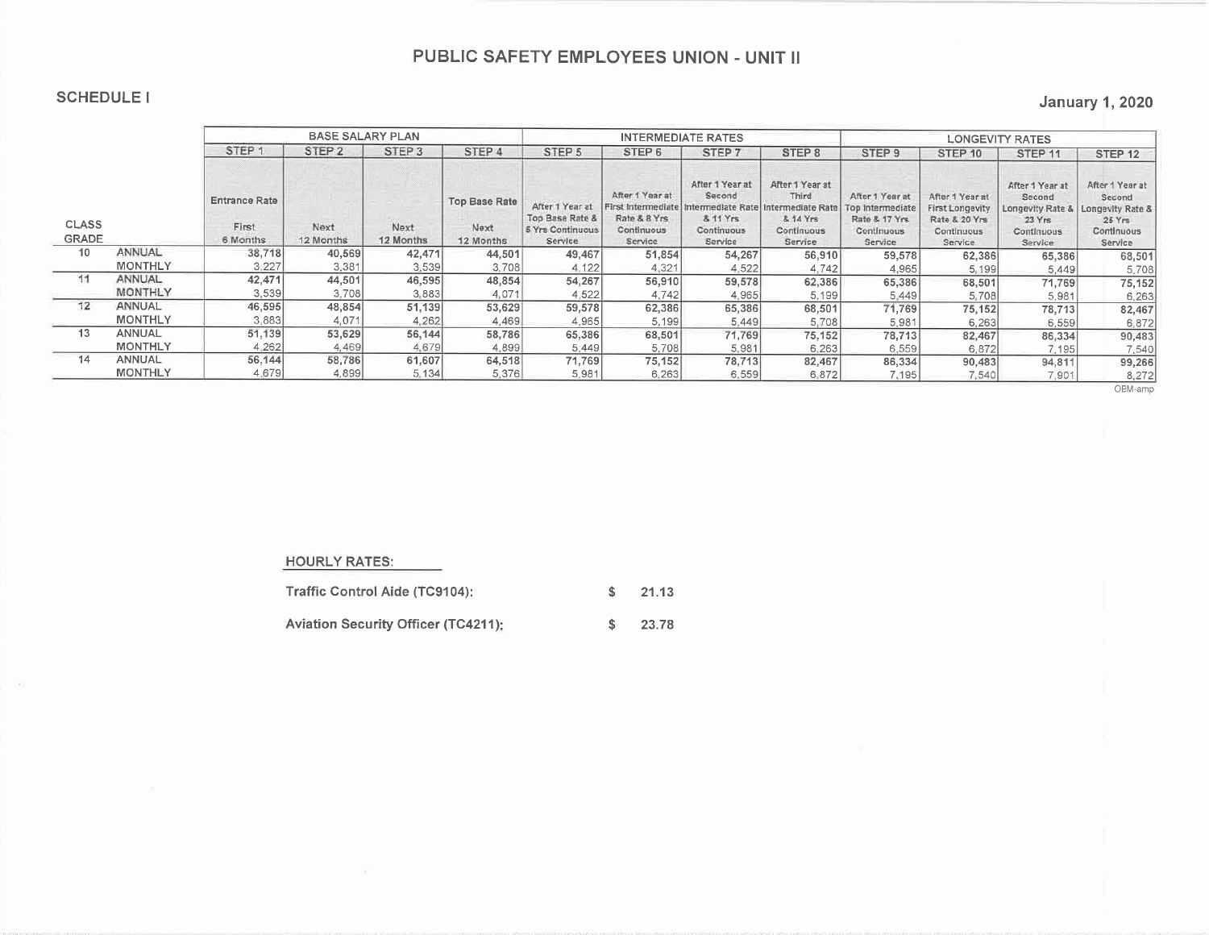## PUBLIC SAFETY EMPLOYEES UNION - UNIT II

**SCHEDULE I**

**January 1, 2020**

| | | BASE SALARY PLAN | | | | INTERMEDIATE RATES | | | | LONGEVITY RATES | | | |
|---|---|---|---|---|---|---|---|---|---|---|---|---|---|
| | | STEP 1 | STEP 2 | STEP 3 | STEP 4 | STEP 5 | STEP 6 | STEP 7 | STEP 8 | STEP 9 | STEP 10 | STEP 11 | STEP 12 |
| CLASS GRADE | | Entrance Rate First 6 Months | Next 12 Months | Next 12 Months | Top Base Rate Next 12 Months | After 1 Year at Top Base Rate & 5 Yrs Continuous Service | After 1 Year at First Intermediate Rate & 8 Yrs Continuous Service | After 1 Year at Second Intermediate Rate & 11 Yrs Continuous Service | After 1 Year at Third Intermediate Rate & 14 Yrs Continuous Service | After 1 Year at Top Intermediate Rate & 17 Yrs Continuous Service | After 1 Year at First Longevity Rate & 20 Yrs Continuous Service | After 1 Year at Second Longevity Rate & 23 Yrs Continuous Service | After 1 Year at Second Longevity Rate & 25 Yrs Continuous Service |
| 10 | ANNUAL | 38,718 | 40,569 | 42,471 | 44,501 | 49,467 | 51,854 | 54,267 | 56,910 | 59,578 | 62,386 | 65,386 | 68,501 |
| | MONTHLY | 3,227 | 3,381 | 3,539 | 3,708 | 4,122 | 4,321 | 4,522 | 4,742 | 4,965 | 5,199 | 5,449 | 5,708 |
| 11 | ANNUAL | 42,471 | 44,501 | 46,595 | 48,854 | 54,267 | 56,910 | 59,578 | 62,386 | 65,386 | 68,501 | 71,769 | 75,152 |
| | MONTHLY | 3,539 | 3,708 | 3,883 | 4,071 | 4,522 | 4,742 | 4,965 | 5,199 | 5,449 | 5,708 | 5,981 | 6,263 |
| 12 | ANNUAL | 46,595 | 48,854 | 51,139 | 53,629 | 59,578 | 62,386 | 65,386 | 68,501 | 71,769 | 75,152 | 78,713 | 82,467 |
| | MONTHLY | 3,883 | 4,071 | 4,262 | 4,469 | 4,965 | 5,199 | 5,449 | 5,708 | 5,981 | 6,263 | 6,559 | 6,872 |
| 13 | ANNUAL | 51,139 | 53,629 | 56,144 | 58,786 | 65,386 | 68,501 | 71,769 | 75,152 | 78,713 | 82,467 | 86,334 | 90,483 |
| | MONTHLY | 4,262 | 4,469 | 4,679 | 4,899 | 5,449 | 5,708 | 5,981 | 6,263 | 6,559 | 6,872 | 7,195 | 7,540 |
| 14 | ANNUAL | 56,144 | 58,786 | 61,607 | 64,518 | 71,769 | 75,152 | 78,713 | 82,467 | 86,334 | 90,483 | 94,811 | 99,266 |
| | MONTHLY | 4,679 | 4,899 | 5,134 | 5,376 | 5,981 | 6,263 | 6,559 | 6,872 | 7,195 | 7,540 | 7,901 | 8,272 |

OBM-amp

**HOURLY RATES:**

| | |
|---|---|
| Traffic Control Aide (TC9104): | $ 21.13 |
| Aviation Security Officer (TC4211): | $ 23.78 |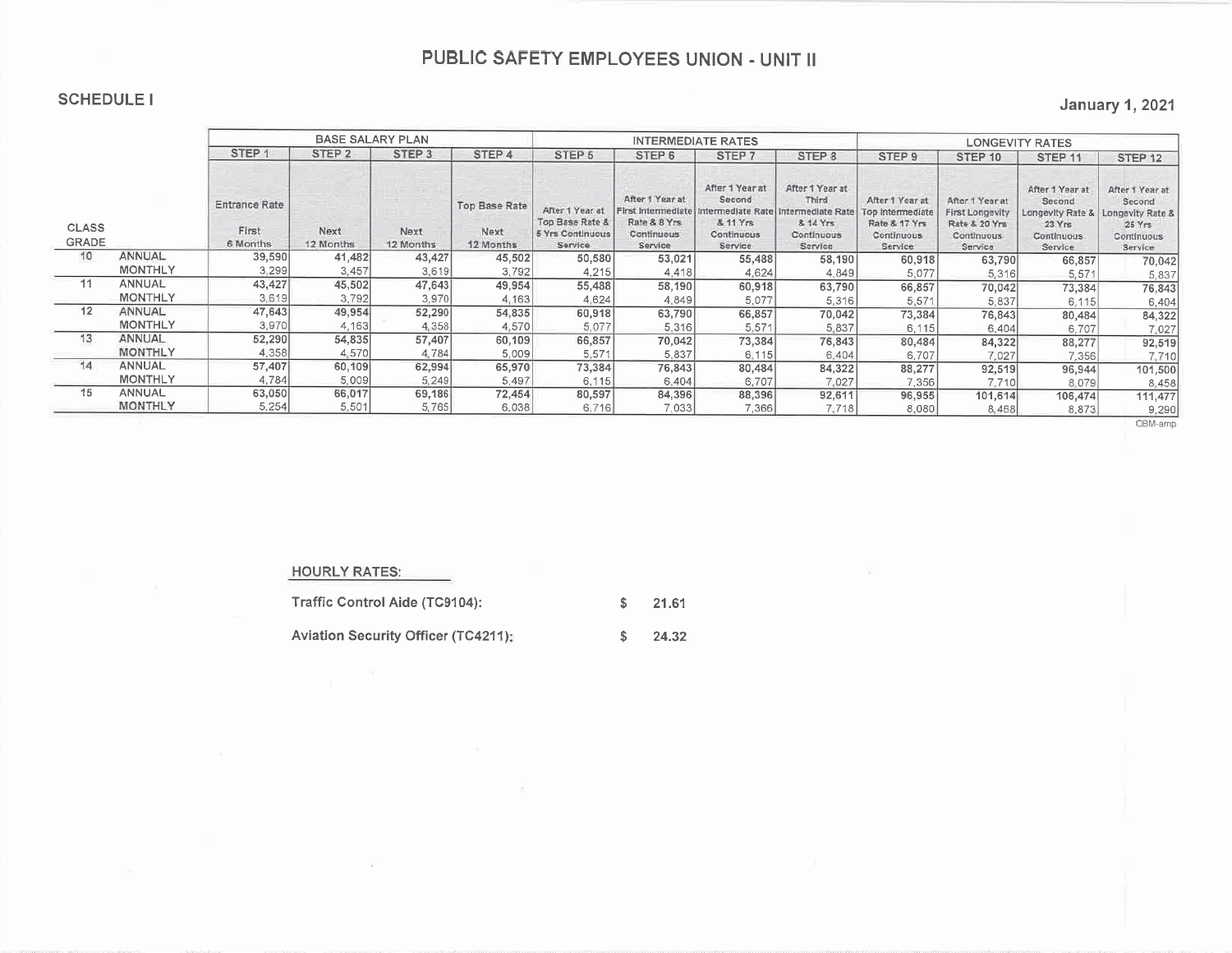# PUBLIC SAFETY EMPLOYEES UNION - UNIT II

**SCHEDULE I**

**January 1, 2021**

| | | BASE SALARY PLAN | | | | INTERMEDIATE RATES | | | | LONGEVITY RATES | | | |
|---|---|---|---|---|---|---|---|---|---|---|---|---|---|
| | | STEP 1 | STEP 2 | STEP 3 | STEP 4 | STEP 5 | STEP 6 | STEP 7 | STEP 8 | STEP 9 | STEP 10 | STEP 11 | STEP 12 |
| CLASS GRADE | | Entrance Rate First 6 Months | Next 12 Months | Next 12 Months | Top Base Rate Next 12 Months | After 1 Year at Top Base Rate & 5 Yrs Continuous Service | After 1 Year at First Intermediate Rate & 8 Yrs Continuous Service | After 1 Year at Second Intermediate Rate & 11 Yrs Continuous Service | After 1 Year at Third Intermediate Rate & 14 Yrs Continuous Service | After 1 Year at Top Intermediate Rate & 17 Yrs Continuous Service | After 1 Year at First Longevity Rate & 20 Yrs Continuous Service | After 1 Year at Second Longevity Rate & 23 Yrs Continuous Service | After 1 Year at Second Longevity Rate & 25 Yrs Continuous Service |
| 10 | ANNUAL | 39,590 | 41,482 | 43,427 | 45,502 | 50,580 | 53,021 | 55,488 | 58,190 | 60,918 | 63,790 | 66,857 | 70,042 |
| | MONTHLY | 3,299 | 3,457 | 3,619 | 3,792 | 4,215 | 4,418 | 4,624 | 4,849 | 5,077 | 5,316 | 5,571 | 5,837 |
| 11 | ANNUAL | 43,427 | 45,502 | 47,643 | 49,954 | 55,488 | 58,190 | 60,918 | 63,790 | 66,857 | 70,042 | 73,384 | 76,843 |
| | MONTHLY | 3,619 | 3,792 | 3,970 | 4,163 | 4,624 | 4,849 | 5,077 | 5,316 | 5,571 | 5,837 | 6,115 | 6,404 |
| 12 | ANNUAL | 47,643 | 49,954 | 52,290 | 54,835 | 60,918 | 63,790 | 66,857 | 70,042 | 73,384 | 76,843 | 80,484 | 84,322 |
| | MONTHLY | 3,970 | 4,163 | 4,358 | 4,570 | 5,077 | 5,316 | 5,571 | 5,837 | 6,115 | 6,404 | 6,707 | 7,027 |
| 13 | ANNUAL | 52,290 | 54,835 | 57,407 | 60,109 | 66,857 | 70,042 | 73,384 | 76,843 | 80,484 | 84,322 | 88,277 | 92,519 |
| | MONTHLY | 4,358 | 4,570 | 4,784 | 5,009 | 5,571 | 5,837 | 6,115 | 6,404 | 6,707 | 7,027 | 7,356 | 7,710 |
| 14 | ANNUAL | 57,407 | 60,109 | 62,994 | 65,970 | 73,384 | 76,843 | 80,484 | 84,322 | 88,277 | 92,519 | 96,944 | 101,500 |
| | MONTHLY | 4,784 | 5,009 | 5,249 | 5,497 | 6,115 | 6,404 | 6,707 | 7,027 | 7,356 | 7,710 | 8,079 | 8,458 |
| 15 | ANNUAL | 63,050 | 66,017 | 69,186 | 72,454 | 80,597 | 84,396 | 88,396 | 92,611 | 96,955 | 101,614 | 106,474 | 111,477 |
| | MONTHLY | 5,254 | 5,501 | 5,765 | 6,038 | 6,716 | 7,033 | 7,366 | 7,718 | 8,080 | 8,468 | 8,873 | 9,290 |

OBM-amp

**HOURLY RATES:**

| | |
|---|---|
| Traffic Control Aide (TC9104): | $ 21.61 |
| Aviation Security Officer (TC4211): | $ 24.32 |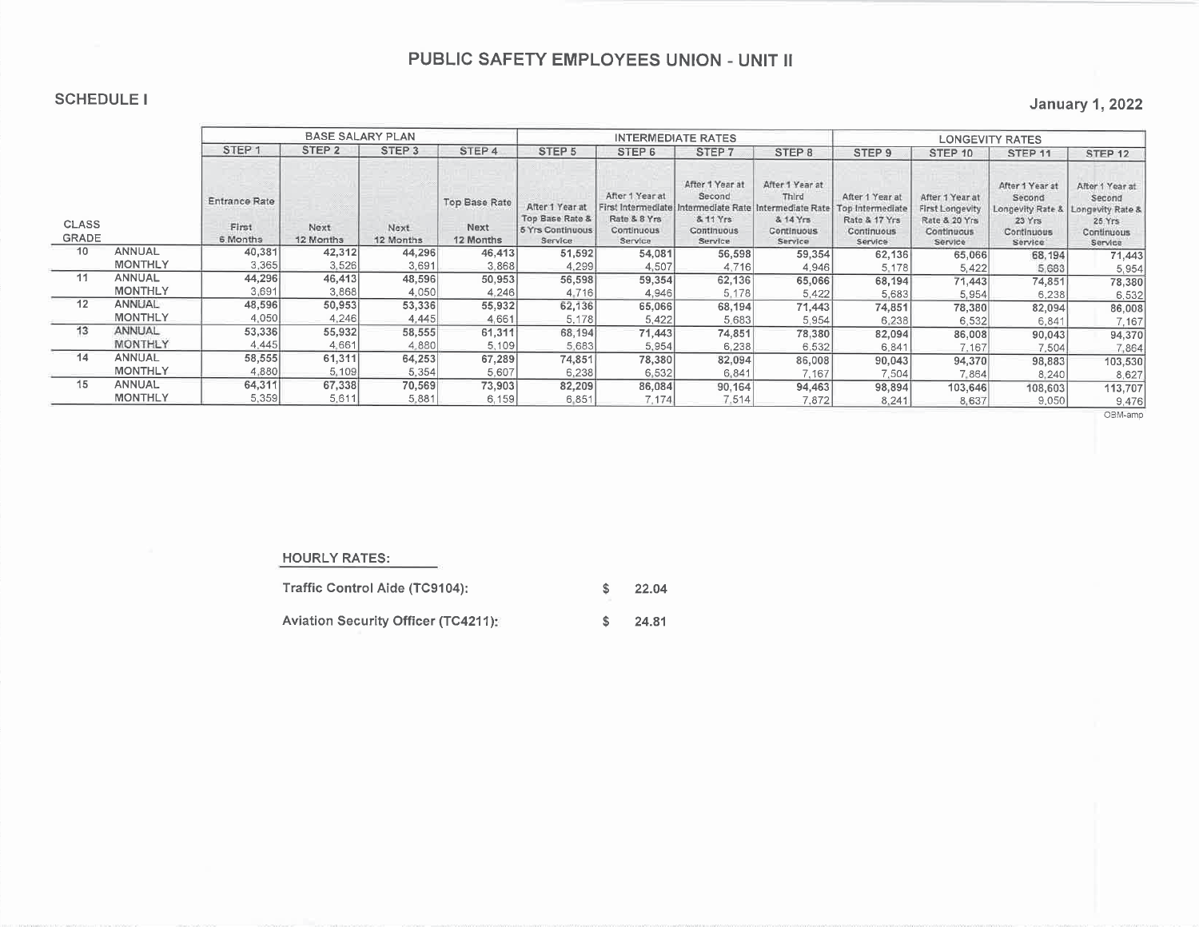# PUBLIC SAFETY EMPLOYEES UNION - UNIT II

**SCHEDULE I**

**January 1, 2022**

| CLASS GRADE | | BASE SALARY PLAN | | | | INTERMEDIATE RATES | | | | LONGEVITY RATES | | | |
|---|---|---|---|---|---|---|---|---|---|---|---|---|---|
| | | STEP 1 | STEP 2 | STEP 3 | STEP 4 | STEP 5 | STEP 6 | STEP 7 | STEP 8 | STEP 9 | STEP 10 | STEP 11 | STEP 12 |
| | | Entrance Rate First 6 Months | Next 12 Months | Next 12 Months | Top Base Rate Next 12 Months | After 1 Year at Top Base Rate & 5 Yrs Continuous Service | After 1 Year at First Intermediate Rate & 8 Yrs Continuous Service | After 1 Year at Second Intermediate Rate & 11 Yrs Continuous Service | After 1 Year at Third Intermediate Rate & 14 Yrs Continuous Service | After 1 Year at Top Intermediate Rate & 17 Yrs Continuous Service | After 1 Year at First Longevity Rate & 20 Yrs Continuous Service | After 1 Year at Second Longevity Rate & 23 Yrs Continuous Service | After 1 Year at Second Longevity Rate & 25 Yrs Continuous Service |
| 10 | ANNUAL | 40,381 | 42,312 | 44,296 | 46,413 | 51,592 | 54,081 | 56,598 | 59,354 | 62,136 | 65,066 | 68,194 | 71,443 |
| | MONTHLY | 3,365 | 3,526 | 3,691 | 3,868 | 4,299 | 4,507 | 4,716 | 4,946 | 5,178 | 5,422 | 5,683 | 5,954 |
| 11 | ANNUAL | 44,296 | 46,413 | 48,596 | 50,953 | 56,598 | 59,354 | 62,136 | 65,066 | 68,194 | 71,443 | 74,851 | 78,380 |
| | MONTHLY | 3,691 | 3,868 | 4,050 | 4,246 | 4,716 | 4,946 | 5,178 | 5,422 | 5,683 | 5,954 | 6,238 | 6,532 |
| 12 | ANNUAL | 48,596 | 50,953 | 53,336 | 55,932 | 62,136 | 65,066 | 68,194 | 71,443 | 74,851 | 78,380 | 82,094 | 86,008 |
| | MONTHLY | 4,050 | 4,246 | 4,445 | 4,661 | 5,178 | 5,422 | 5,683 | 5,954 | 6,238 | 6,532 | 6,841 | 7,167 |
| 13 | ANNUAL | 53,336 | 55,932 | 58,555 | 61,311 | 68,194 | 71,443 | 74,851 | 78,380 | 82,094 | 86,008 | 90,043 | 94,370 |
| | MONTHLY | 4,445 | 4,661 | 4,880 | 5,109 | 5,683 | 5,954 | 6,238 | 6,532 | 6,841 | 7,167 | 7,504 | 7,864 |
| 14 | ANNUAL | 58,555 | 61,311 | 64,253 | 67,289 | 74,851 | 78,380 | 82,094 | 86,008 | 90,043 | 94,370 | 98,883 | 103,530 |
| | MONTHLY | 4,880 | 5,109 | 5,354 | 5,607 | 6,238 | 6,532 | 6,841 | 7,167 | 7,504 | 7,864 | 8,240 | 8,627 |
| 15 | ANNUAL | 64,311 | 67,338 | 70,569 | 73,903 | 82,209 | 86,084 | 90,164 | 94,463 | 98,894 | 103,646 | 108,603 | 113,707 |
| | MONTHLY | 5,359 | 5,611 | 5,881 | 6,159 | 6,851 | 7,174 | 7,514 | 7,872 | 8,241 | 8,637 | 9,050 | 9,476 |

OBM-amp

**HOURLY RATES:**

| | |
|---|---|
| Traffic Control Aide (TC9104): | $ 22.04 |
| Aviation Security Officer (TC4211): | $ 24.81 |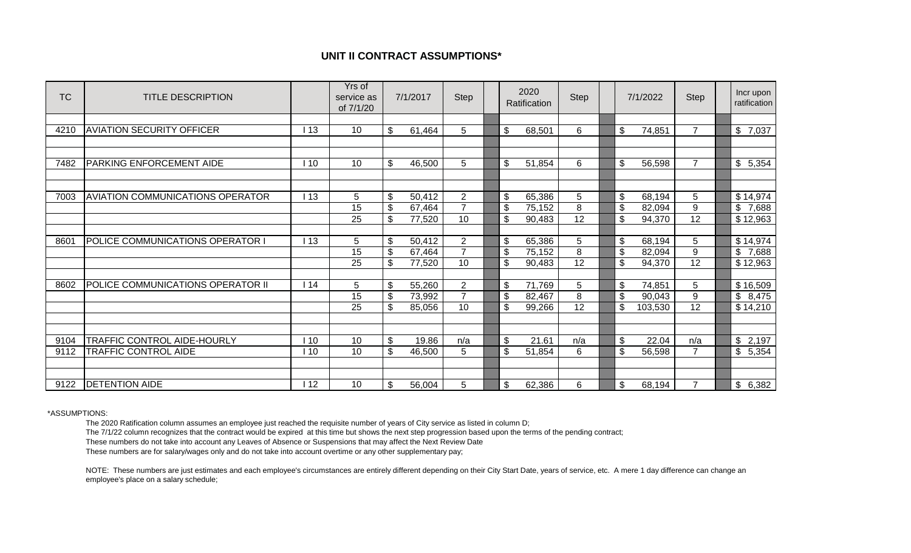## UNIT II CONTRACT ASSUMPTIONS*

| TC | TITLE DESCRIPTION | | Yrs of service as of 7/1/20 | 7/1/2017 | Step | 2020 Ratification | Step | 7/1/2022 | Step | Incr upon ratification |
|---|---|---|---|---|---|---|---|---|---|---|
| 4210 | AVIATION SECURITY OFFICER | I 13 | 10 | $ 61,464 | 5 | $ 68,501 | 6 | $ 74,851 | 7 | $ 7,037 |
| 7482 | PARKING ENFORCEMENT AIDE | I 10 | 10 | $ 46,500 | 5 | $ 51,854 | 6 | $ 56,598 | 7 | $ 5,354 |
| 7003 | AVIATION COMMUNICATIONS OPERATOR | I 13 | 5 | $ 50,412 | 2 | $ 65,386 | 5 | $ 68,194 | 5 | $ 14,974 |
| | | | 15 | $ 67,464 | 7 | $ 75,152 | 8 | $ 82,094 | 9 | $ 7,688 |
| | | | 25 | $ 77,520 | 10 | $ 90,483 | 12 | $ 94,370 | 12 | $ 12,963 |
| 8601 | POLICE COMMUNICATIONS OPERATOR I | I 13 | 5 | $ 50,412 | 2 | $ 65,386 | 5 | $ 68,194 | 5 | $ 14,974 |
| | | | 15 | $ 67,464 | 7 | $ 75,152 | 8 | $ 82,094 | 9 | $ 7,688 |
| | | | 25 | $ 77,520 | 10 | $ 90,483 | 12 | $ 94,370 | 12 | $ 12,963 |
| 8602 | POLICE COMMUNICATIONS OPERATOR II | I 14 | 5 | $ 55,260 | 2 | $ 71,769 | 5 | $ 74,851 | 5 | $ 16,509 |
| | | | 15 | $ 73,992 | 7 | $ 82,467 | 8 | $ 90,043 | 9 | $ 8,475 |
| | | | 25 | $ 85,056 | 10 | $ 99,266 | 12 | $ 103,530 | 12 | $ 14,210 |
| 9104 | TRAFFIC CONTROL AIDE-HOURLY | I 10 | 10 | $ 19.86 | n/a | $ 21.61 | n/a | $ 22.04 | n/a | $ 2,197 |
| 9112 | TRAFFIC CONTROL AIDE | I 10 | 10 | $ 46,500 | 5 | $ 51,854 | 6 | $ 56,598 | 7 | $ 5,354 |
| 9122 | DETENTION AIDE | I 12 | 10 | $ 56,004 | 5 | $ 62,386 | 6 | $ 68,194 | 7 | $ 6,382 |

*ASSUMPTIONS:

The 2020 Ratification column assumes an employee just reached the requisite number of years of City service as listed in column D;

The 7/1/22 column recognizes that the contract would be expired at this time but shows the next step progression based upon the terms of the pending contract;

These numbers do not take into account any Leaves of Absence or Suspensions that may affect the Next Review Date

These numbers are for salary/wages only and do not take into account overtime or any other supplementary pay;

NOTE: These numbers are just estimates and each employee's circumstances are entirely different depending on their City Start Date, years of service, etc. A mere 1 day difference can change an employee's place on a salary schedule;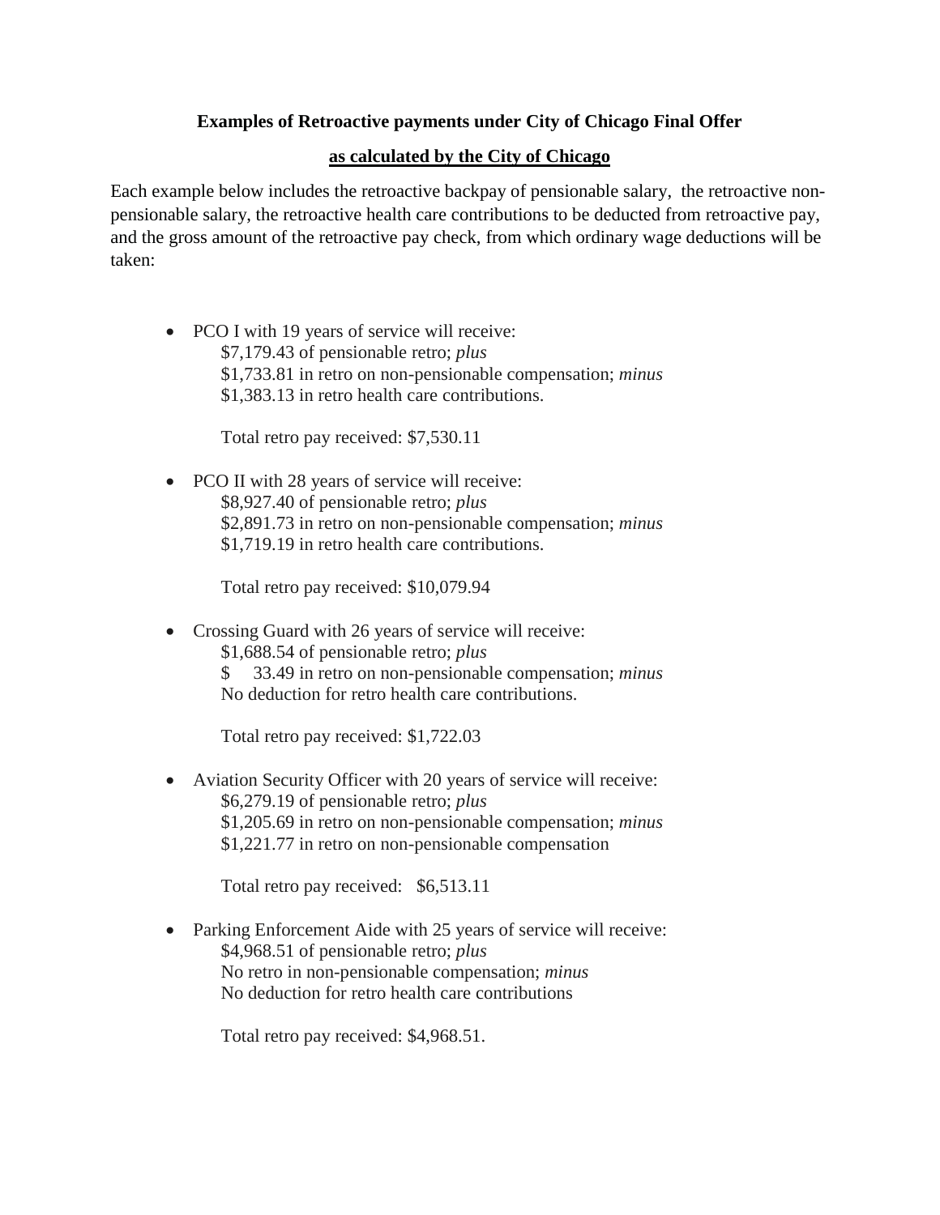**Examples of Retroactive payments under City of Chicago Final Offer**

**as calculated by the City of Chicago**

Each example below includes the retroactive backpay of pensionable salary, the retroactive non-pensionable salary, the retroactive health care contributions to be deducted from retroactive pay, and the gross amount of the retroactive pay check, from which ordinary wage deductions will be taken:

- PCO I with 19 years of service will receive:
  $7,179.43 of pensionable retro; *plus*
  $1,733.81 in retro on non-pensionable compensation; *minus*
  $1,383.13 in retro health care contributions.

  Total retro pay received: $7,530.11

- PCO II with 28 years of service will receive:
  $8,927.40 of pensionable retro; *plus*
  $2,891.73 in retro on non-pensionable compensation; *minus*
  $1,719.19 in retro health care contributions.

  Total retro pay received: $10,079.94

- Crossing Guard with 26 years of service will receive:
  $1,688.54 of pensionable retro; *plus*
  $ 33.49 in retro on non-pensionable compensation; *minus*
  No deduction for retro health care contributions.

  Total retro pay received: $1,722.03

- Aviation Security Officer with 20 years of service will receive:
  $6,279.19 of pensionable retro; *plus*
  $1,205.69 in retro on non-pensionable compensation; *minus*
  $1,221.77 in retro on non-pensionable compensation

  Total retro pay received: $6,513.11

- Parking Enforcement Aide with 25 years of service will receive:
  $4,968.51 of pensionable retro; *plus*
  No retro in non-pensionable compensation; *minus*
  No deduction for retro health care contributions

  Total retro pay received: $4,968.51.